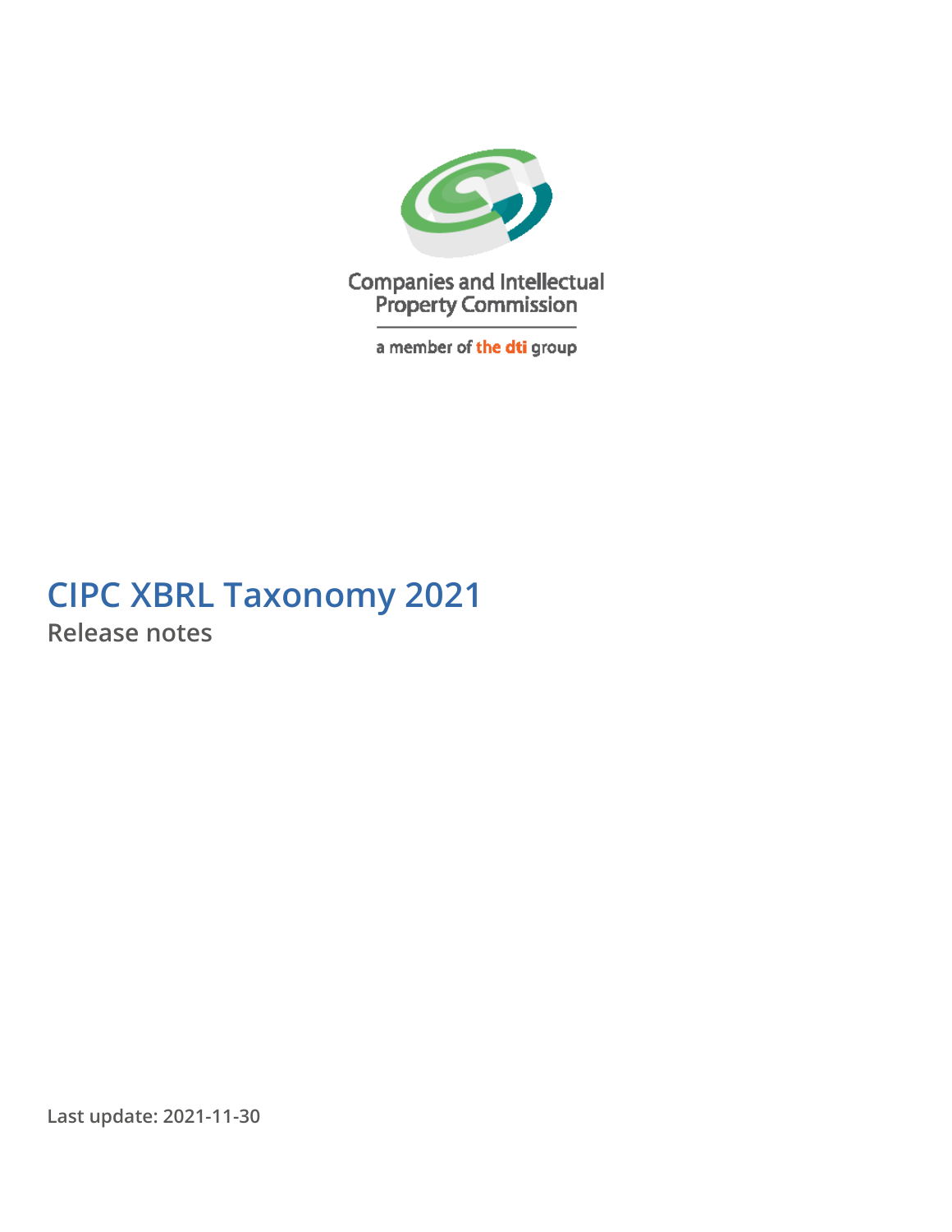Companies and Intellectual Property Commission

a member of the dti group

# CIPC XBRL Taxonomy 2021

## Release notes

**Last update: 2021-11-30**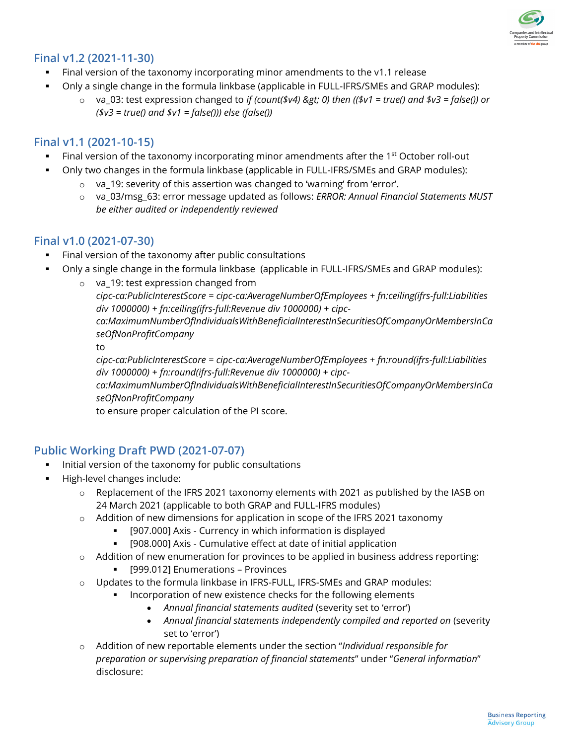## Final v1.2 (2021-11-30)

- Final version of the taxonomy incorporating minor amendments to the v1.1 release
- Only a single change in the formula linkbase (applicable in FULL-IFRS/SMEs and GRAP modules):
  - va_03: test expression changed to *if (count($v4) &gt; 0) then (($v1 = true() and $v3 = false()) or ($v3 = true() and $v1 = false())) else (false())*

## Final v1.1 (2021-10-15)

- Final version of the taxonomy incorporating minor amendments after the 1st October roll-out
- Only two changes in the formula linkbase (applicable in FULL-IFRS/SMEs and GRAP modules):
  - va_19: severity of this assertion was changed to 'warning' from 'error'.
  - va_03/msg_63: error message updated as follows: *ERROR: Annual Financial Statements MUST be either audited or independently reviewed*

## Final v1.0 (2021-07-30)

- Final version of the taxonomy after public consultations
- Only a single change in the formula linkbase (applicable in FULL-IFRS/SMEs and GRAP modules):
  - va_19: test expression changed from
    *cipc-ca:PublicInterestScore = cipc-ca:AverageNumberOfEmployees + fn:ceiling(ifrs-full:Liabilities div 1000000) + fn:ceiling(ifrs-full:Revenue div 1000000) + cipc-ca:MaximumNumberOfIndividualsWithBeneficialInterestInSecuritiesOfCompanyOrMembersInCaseOfNonProfitCompany*
    to
    *cipc-ca:PublicInterestScore = cipc-ca:AverageNumberOfEmployees + fn:round(ifrs-full:Liabilities div 1000000) + fn:round(ifrs-full:Revenue div 1000000) + cipc-ca:MaximumNumberOfIndividualsWithBeneficialInterestInSecuritiesOfCompanyOrMembersInCaseOfNonProfitCompany*
    to ensure proper calculation of the PI score.

## Public Working Draft PWD (2021-07-07)

- Initial version of the taxonomy for public consultations
- High-level changes include:
  - Replacement of the IFRS 2021 taxonomy elements with 2021 as published by the IASB on 24 March 2021 (applicable to both GRAP and FULL-IFRS modules)
  - Addition of new dimensions for application in scope of the IFRS 2021 taxonomy
    - [907.000] Axis - Currency in which information is displayed
    - [908.000] Axis - Cumulative effect at date of initial application
  - Addition of new enumeration for provinces to be applied in business address reporting:
    - [999.012] Enumerations – Provinces
  - Updates to the formula linkbase in IFRS-FULL, IFRS-SMEs and GRAP modules:
    - Incorporation of new existence checks for the following elements
      - *Annual financial statements audited* (severity set to 'error')
      - *Annual financial statements independently compiled and reported on* (severity set to 'error')
  - Addition of new reportable elements under the section "*Individual responsible for preparation or supervising preparation of financial statements*" under "*General information*" disclosure: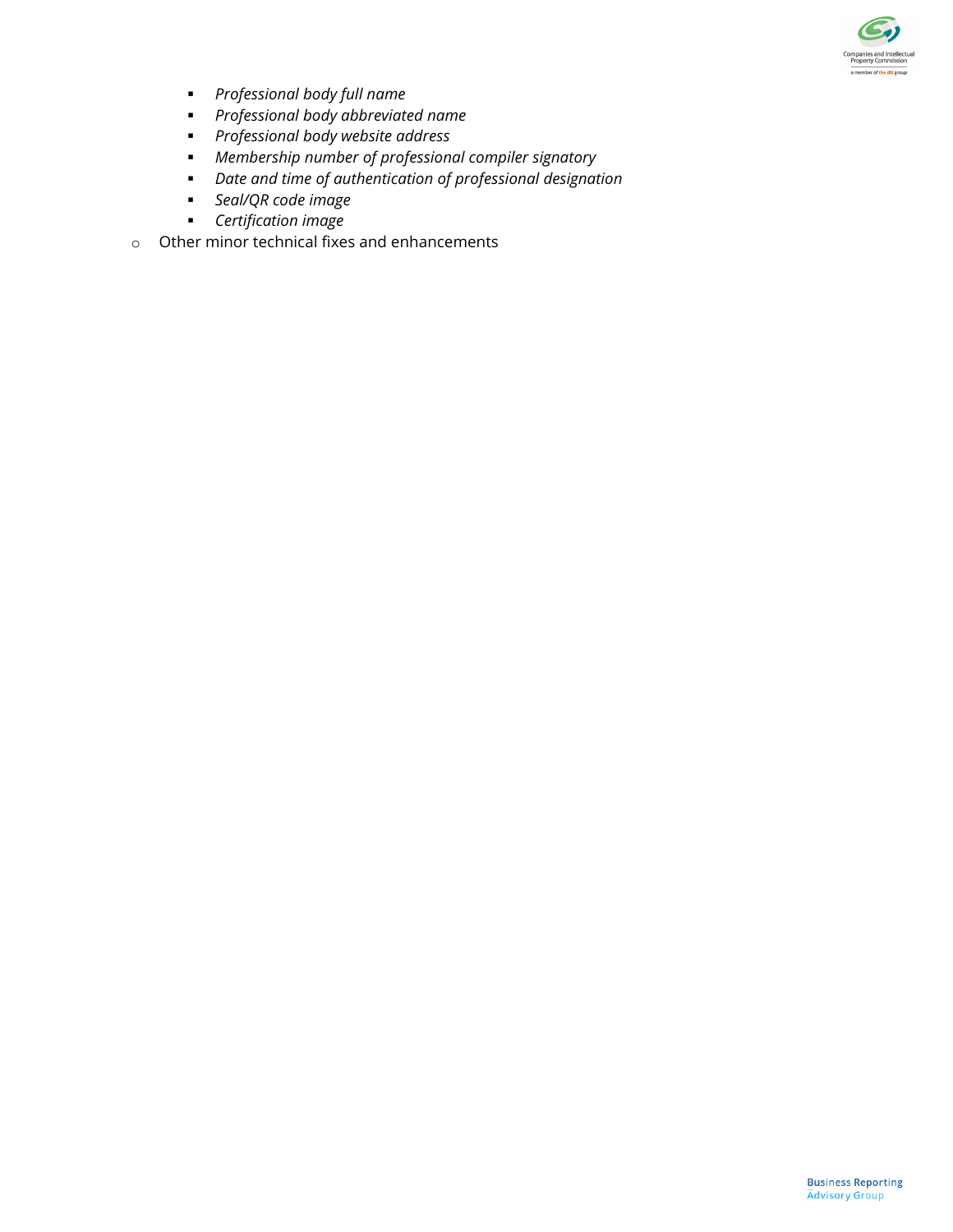- *Professional body full name*
    - *Professional body abbreviated name*
    - *Professional body website address*
    - *Membership number of professional compiler signatory*
    - *Date and time of authentication of professional designation*
    - *Seal/QR code image*
    - *Certification image*
- Other minor technical fixes and enhancements